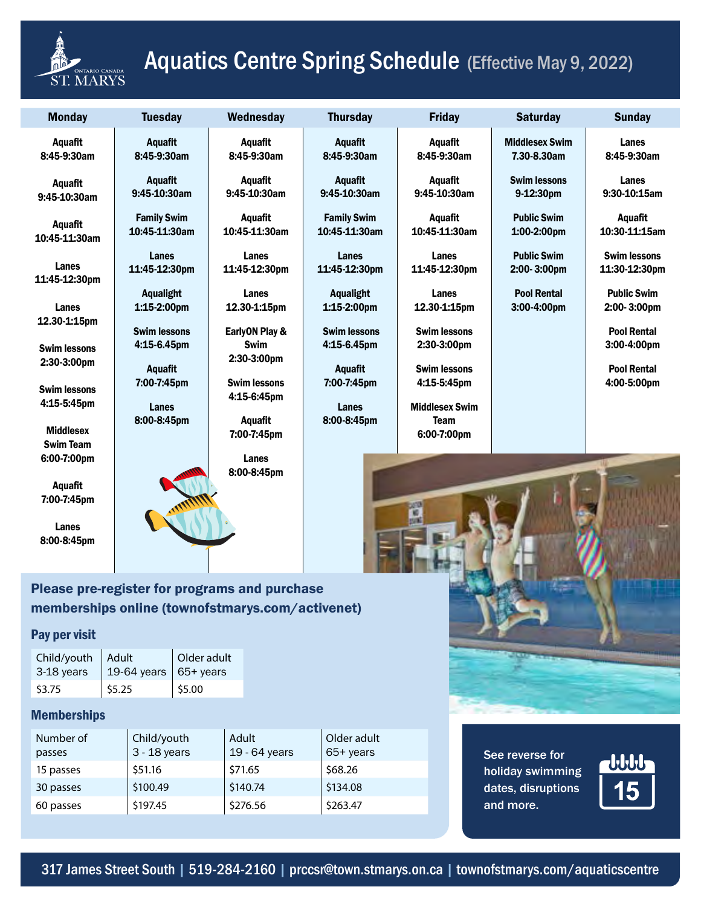# Aquatics Centre Spring Schedule (Effective May 9, 2022)

| Monday | Tuesday | Wednesday | Thursday | Friday | Saturday | Sunday |
|---|---|---|---|---|---|---|
| Aquafit 8:45-9:30am | Aquafit 8:45-9:30am | Aquafit 8:45-9:30am | Aquafit 8:45-9:30am | Aquafit 8:45-9:30am | Middlesex Swim 7.30-8.30am | Lanes 8:45-9:30am |
| Aquafit 9:45-10:30am | Aquafit 9:45-10:30am | Aquafit 9:45-10:30am | Aquafit 9:45-10:30am | Aquafit 9:45-10:30am | Swim lessons 9-12:30pm | Lanes 9:30-10:15am |
| Aquafit 10:45-11:30am | Family Swim 10:45-11:30am | Aquafit 10:45-11:30am | Family Swim 10:45-11:30am | Aquafit 10:45-11:30am | Public Swim 1:00-2:00pm | Aquafit 10:30-11:15am |
| Lanes 11:45-12:30pm | Lanes 11:45-12:30pm | Lanes 11:45-12:30pm | Lanes 11:45-12:30pm | Lanes 11:45-12:30pm | Public Swim 2:00- 3:00pm | Swim lessons 11:30-12:30pm |
| Lanes 12.30-1:15pm | Aqualight 1:15-2:00pm | Lanes 12.30-1:15pm | Aqualight 1:15-2:00pm | Lanes 12.30-1:15pm | Pool Rental 3:00-4:00pm | Public Swim 2:00- 3:00pm |
| Swim lessons 2:30-3:00pm | Swim lessons 4:15-6.45pm | EarlyON Play & Swim 2:30-3:00pm | Swim lessons 4:15-6.45pm | Swim lessons 2:30-3:00pm | | Pool Rental 3:00-4:00pm |
| Swim lessons 4:15-5:45pm | Aquafit 7:00-7:45pm | Swim lessons 4:15-6:45pm | Aquafit 7:00-7:45pm | Swim lessons 4:15-5:45pm | | Pool Rental 4:00-5:00pm |
| Middlesex Swim Team 6:00-7:00pm | Lanes 8:00-8:45pm | Aquafit 7:00-7:45pm | Lanes 8:00-8:45pm | Middlesex Swim Team 6:00-7:00pm | | |
| Aquafit 7:00-7:45pm | | Lanes 8:00-8:45pm | | | | |
| Lanes 8:00-8:45pm | | | | | | |

**Please pre-register for programs and purchase memberships online (townofstmarys.com/activenet)**

### Pay per visit

| Child/youth 3-18 years | Adult 19-64 years | Older adult 65+ years |
|---|---|---|
| $3.75 | $5.25 | $5.00 |

### Memberships

| Number of passes | Child/youth 3 - 18 years | Adult 19 - 64 years | Older adult 65+ years |
|---|---|---|---|
| 15 passes | $51.16 | $71.65 | $68.26 |
| 30 passes | $100.49 | $140.74 | $134.08 |
| 60 passes | $197.45 | $276.56 | $263.47 |

See reverse for holiday swimming dates, disruptions and more.

317 James Street South | 519-284-2160 | prccsr@town.stmarys.on.ca | townofstmarys.com/aquaticscentre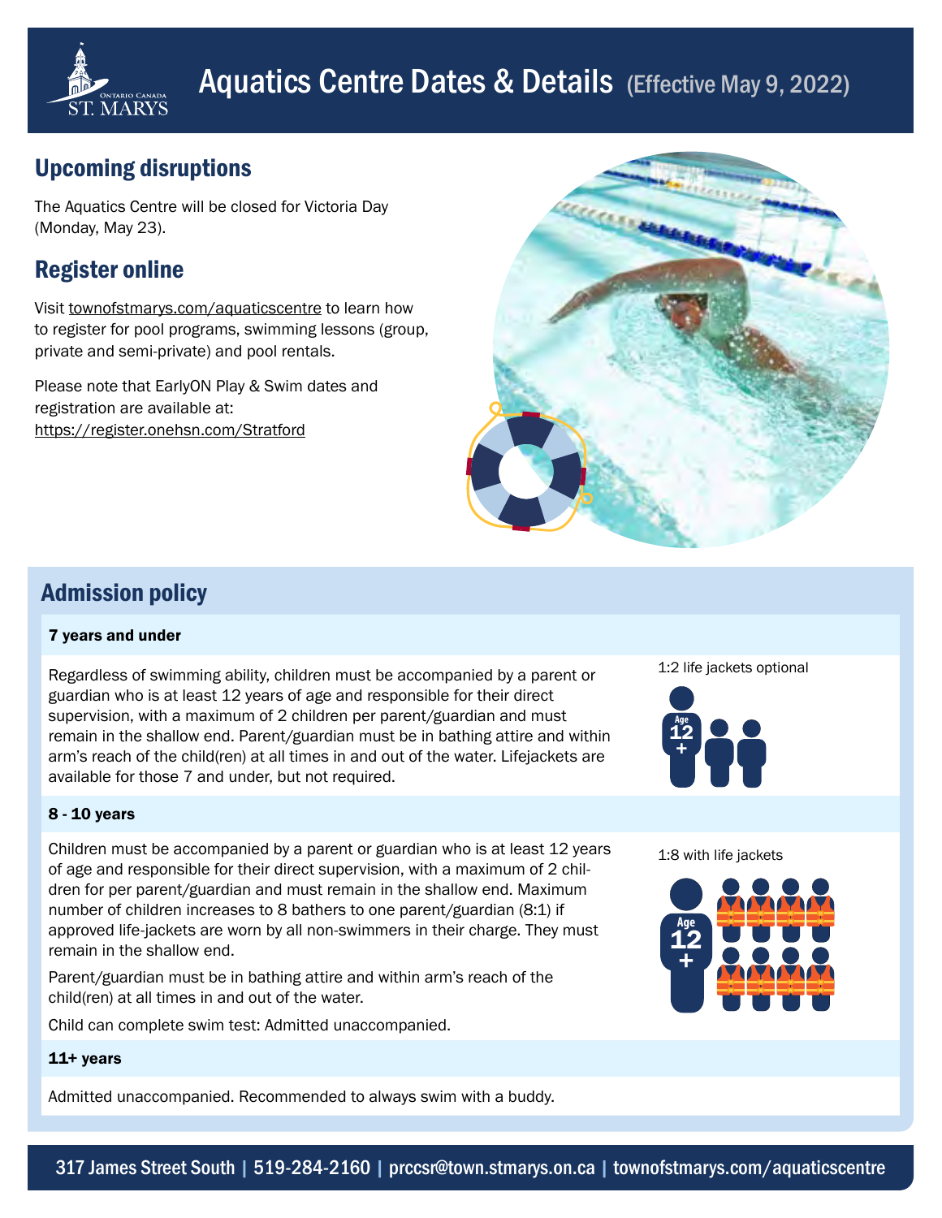# Aquatics Centre Dates & Details (Effective May 9, 2022)

## Upcoming disruptions

The Aquatics Centre will be closed for Victoria Day (Monday, May 23).

## Register online

Visit townofstmarys.com/aquaticscentre to learn how to register for pool programs, swimming lessons (group, private and semi-private) and pool rentals.

Please note that EarlyON Play & Swim dates and registration are available at: https://register.onehsn.com/Stratford

## Admission policy

### 7 years and under

Regardless of swimming ability, children must be accompanied by a parent or guardian who is at least 12 years of age and responsible for their direct supervision, with a maximum of 2 children per parent/guardian and must remain in the shallow end. Parent/guardian must be in bathing attire and within arm's reach of the child(ren) at all times in and out of the water. Lifejackets are available for those 7 and under, but not required.

1:2 life jackets optional

Age 12 +

### 8 - 10 years

Children must be accompanied by a parent or guardian who is at least 12 years of age and responsible for their direct supervision, with a maximum of 2 children for per parent/guardian and must remain in the shallow end. Maximum number of children increases to 8 bathers to one parent/guardian (8:1) if approved life-jackets are worn by all non-swimmers in their charge. They must remain in the shallow end.

Parent/guardian must be in bathing attire and within arm's reach of the child(ren) at all times in and out of the water.

Child can complete swim test: Admitted unaccompanied.

1:8 with life jackets

Age 12 +

### 11+ years

Admitted unaccompanied. Recommended to always swim with a buddy.

317 James Street South | 519-284-2160 | prccsr@town.stmarys.on.ca | townofstmarys.com/aquaticscentre